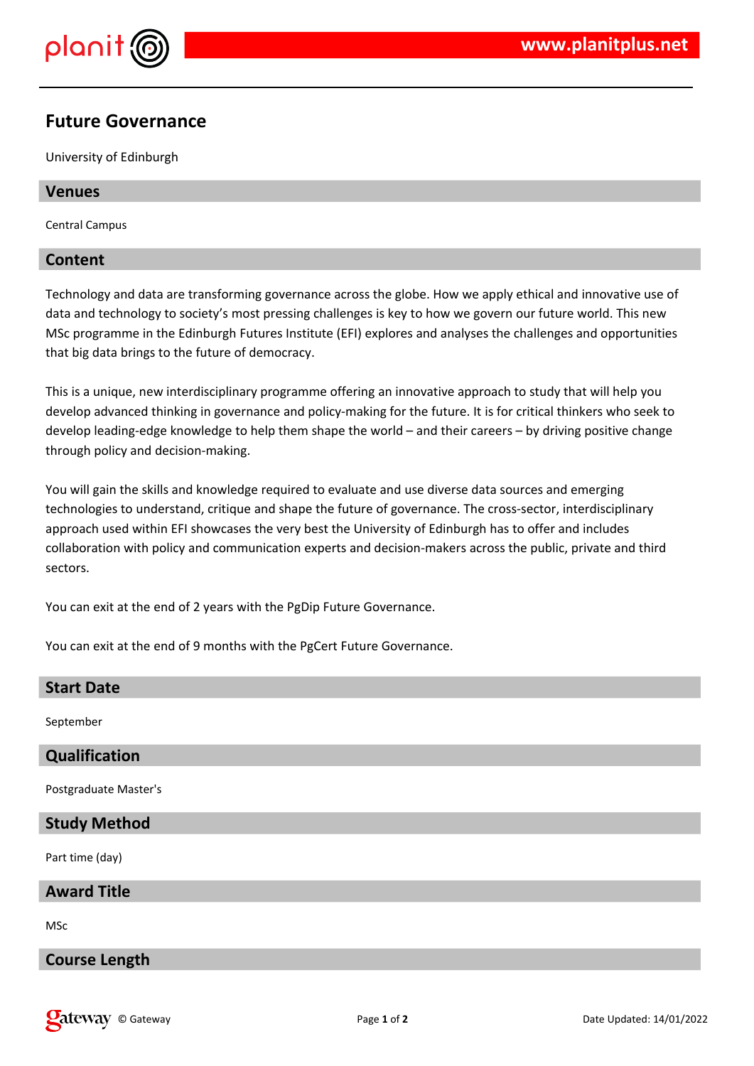# Future Governance

University of Edinburgh

## Venues

Central Campus

## Content

Technology and data are transforming governance across the globe. How we apply ethical and innovative use of data and technology to society's most pressing challenges is key to how we govern our future world. This new MSc programme in the Edinburgh Futures Institute (EFI) explores and analyses the challenges and opportunities that big data brings to the future of democracy.

This is a unique, new interdisciplinary programme offering an innovative approach to study that will help you develop advanced thinking in governance and policy-making for the future. It is for critical thinkers who seek to develop leading-edge knowledge to help them shape the world – and their careers – by driving positive change through policy and decision-making.

You will gain the skills and knowledge required to evaluate and use diverse data sources and emerging technologies to understand, critique and shape the future of governance. The cross-sector, interdisciplinary approach used within EFI showcases the very best the University of Edinburgh has to offer and includes collaboration with policy and communication experts and decision-makers across the public, private and third sectors.

You can exit at the end of 2 years with the PgDip Future Governance.

You can exit at the end of 9 months with the PgCert Future Governance.

## Start Date

September

## Qualification

Postgraduate Master's

## Study Method

Part time (day)

## Award Title

MSc

## Course Length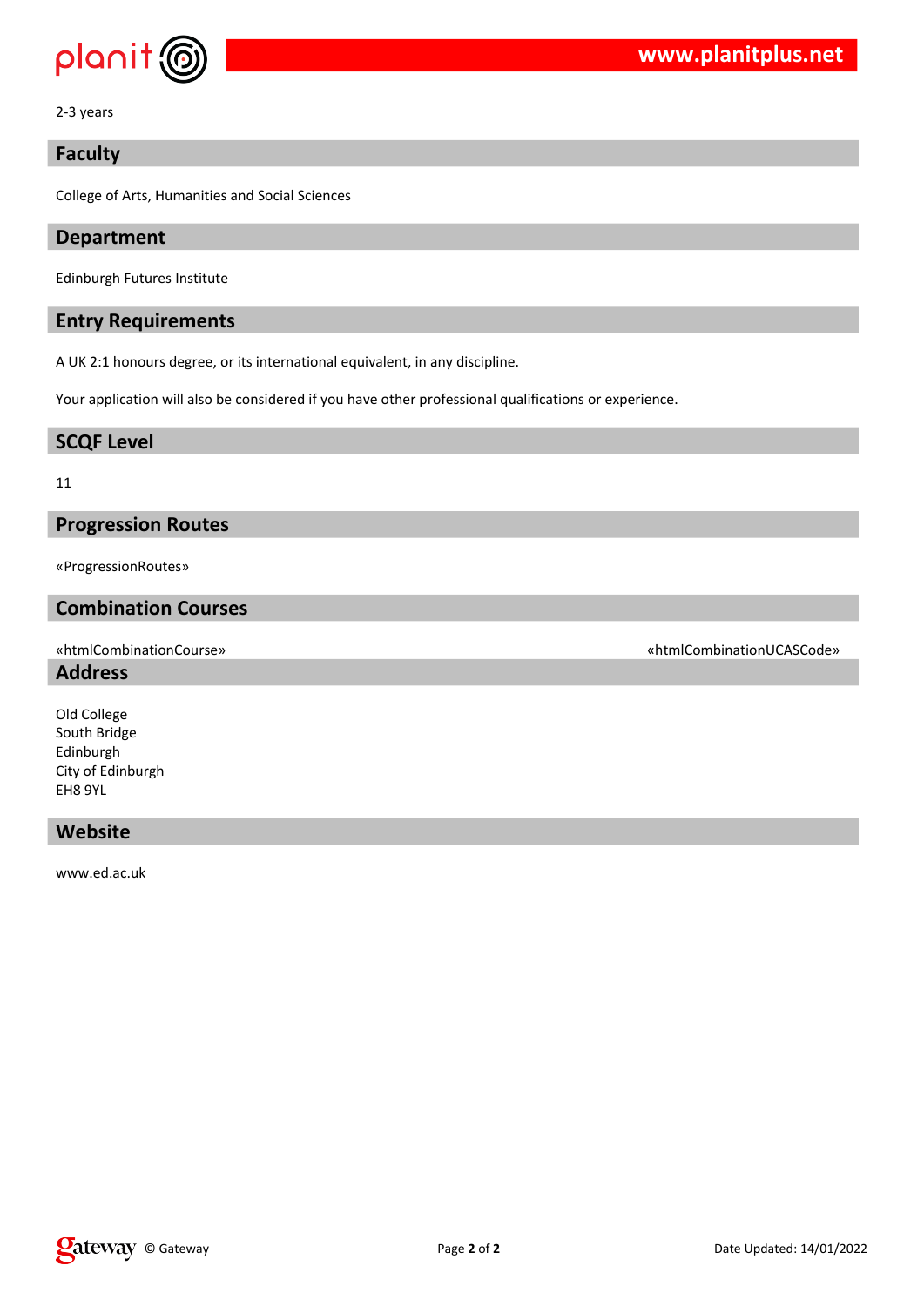2-3 years

## Faculty

College of Arts, Humanities and Social Sciences

## Department

Edinburgh Futures Institute

## Entry Requirements

A UK 2:1 honours degree, or its international equivalent, in any discipline.

Your application will also be considered if you have other professional qualifications or experience.

## SCQF Level

11

## Progression Routes

«ProgressionRoutes»

## Combination Courses

«htmlCombinationCourse» «htmlCombinationUCASCode»

## Address

Old College
South Bridge
Edinburgh
City of Edinburgh
EH8 9YL

## Website

www.ed.ac.uk